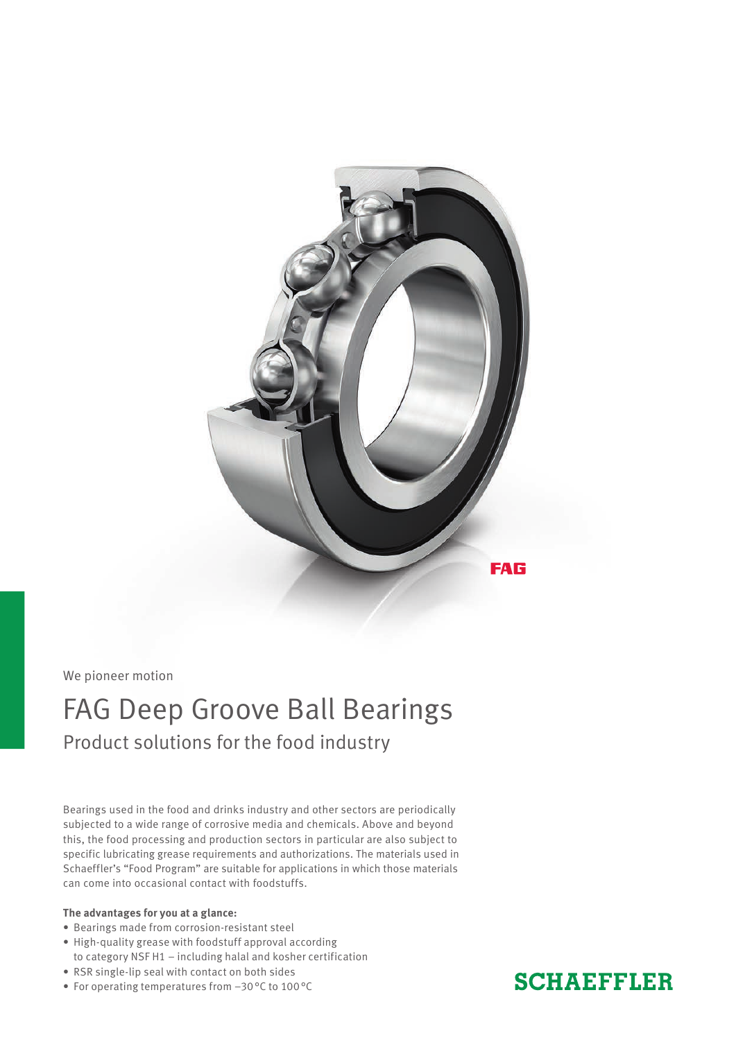We pioneer motion

# FAG Deep Groove Ball Bearings

## Product solutions for the food industry

Bearings used in the food and drinks industry and other sectors are periodically subjected to a wide range of corrosive media and chemicals. Above and beyond this, the food processing and production sectors in particular are also subject to specific lubricating grease requirements and authorizations. The materials used in Schaeffler's "Food Program" are suitable for applications in which those materials can come into occasional contact with foodstuffs.

**The advantages for you at a glance:**

- Bearings made from corrosion-resistant steel
- High-quality grease with foodstuff approval according to category NSF H1 – including halal and kosher certification
- RSR single-lip seal with contact on both sides
- For operating temperatures from –30 °C to 100 °C

SCHAEFFLER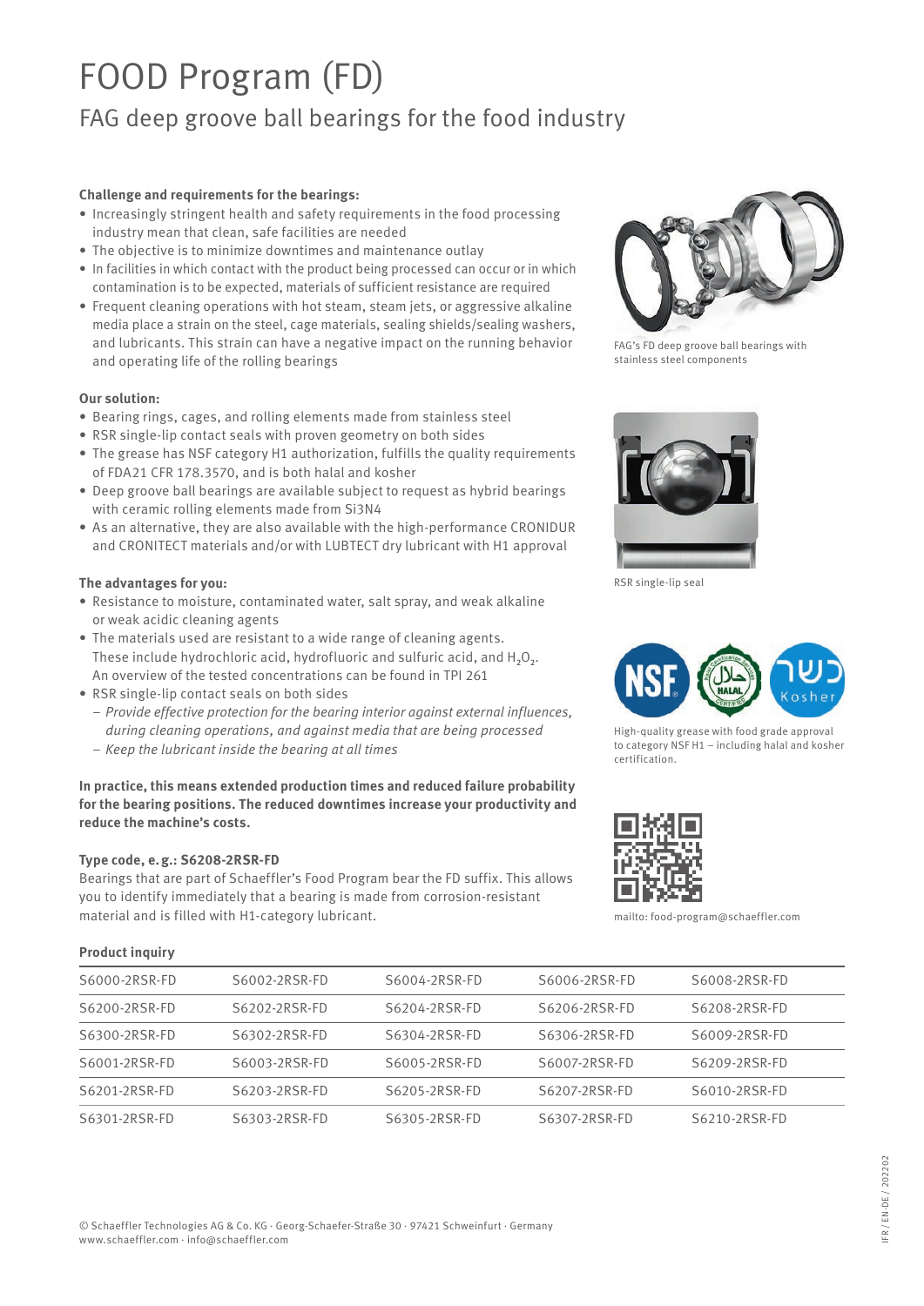# FOOD Program (FD)

## FAG deep groove ball bearings for the food industry

**Challenge and requirements for the bearings:**

- Increasingly stringent health and safety requirements in the food processing industry mean that clean, safe facilities are needed
- The objective is to minimize downtimes and maintenance outlay
- In facilities in which contact with the product being processed can occur or in which contamination is to be expected, materials of sufficient resistance are required
- Frequent cleaning operations with hot steam, steam jets, or aggressive alkaline media place a strain on the steel, cage materials, sealing shields/sealing washers, and lubricants. This strain can have a negative impact on the running behavior and operating life of the rolling bearings

FAG's FD deep groove ball bearings with stainless steel components

**Our solution:**

- Bearing rings, cages, and rolling elements made from stainless steel
- RSR single-lip contact seals with proven geometry on both sides
- The grease has NSF category H1 authorization, fulfills the quality requirements of FDA21 CFR 178.3570, and is both halal and kosher
- Deep groove ball bearings are available subject to request as hybrid bearings with ceramic rolling elements made from $Si_3N_4$
- As an alternative, they are also available with the high-performance CRONIDUR and CRONITECT materials and/or with LUBTECT dry lubricant with H1 approval

RSR single-lip seal

**The advantages for you:**

- Resistance to moisture, contaminated water, salt spray, and weak alkaline or weak acidic cleaning agents
- The materials used are resistant to a wide range of cleaning agents. These include hydrochloric acid, hydrofluoric and sulfuric acid, and $H_2O_2$. An overview of the tested concentrations can be found in TPI 261
- RSR single-lip contact seals on both sides
  - *Provide effective protection for the bearing interior against external influences, during cleaning operations, and against media that are being processed*
  - *Keep the lubricant inside the bearing at all times*

High-quality grease with food grade approval to category NSF H1 – including halal and kosher certification.

**In practice, this means extended production times and reduced failure probability for the bearing positions. The reduced downtimes increase your productivity and reduce the machine's costs.**

**Type code, e. g.: S6208-2RSR-FD**

Bearings that are part of Schaeffler's Food Program bear the FD suffix. This allows you to identify immediately that a bearing is made from corrosion-resistant material and is filled with H1-category lubricant.

mailto: food-program@schaeffler.com

**Product inquiry**

| | | | | |
|---|---|---|---|---|
| S6000-2RSR-FD | S6002-2RSR-FD | S6004-2RSR-FD | S6006-2RSR-FD | S6008-2RSR-FD |
| S6200-2RSR-FD | S6202-2RSR-FD | S6204-2RSR-FD | S6206-2RSR-FD | S6208-2RSR-FD |
| S6300-2RSR-FD | S6302-2RSR-FD | S6304-2RSR-FD | S6306-2RSR-FD | S6009-2RSR-FD |
| S6001-2RSR-FD | S6003-2RSR-FD | S6005-2RSR-FD | S6007-2RSR-FD | S6209-2RSR-FD |
| S6201-2RSR-FD | S6203-2RSR-FD | S6205-2RSR-FD | S6207-2RSR-FD | S6010-2RSR-FD |
| S6301-2RSR-FD | S6303-2RSR-FD | S6305-2RSR-FD | S6307-2RSR-FD | S6210-2RSR-FD |

© Schaeffler Technologies AG & Co. KG · Georg-Schaefer-Straße 30 · 97421 Schweinfurt · Germany
www.schaeffler.com · info@schaeffler.com

IFR / EN-DE / 202202